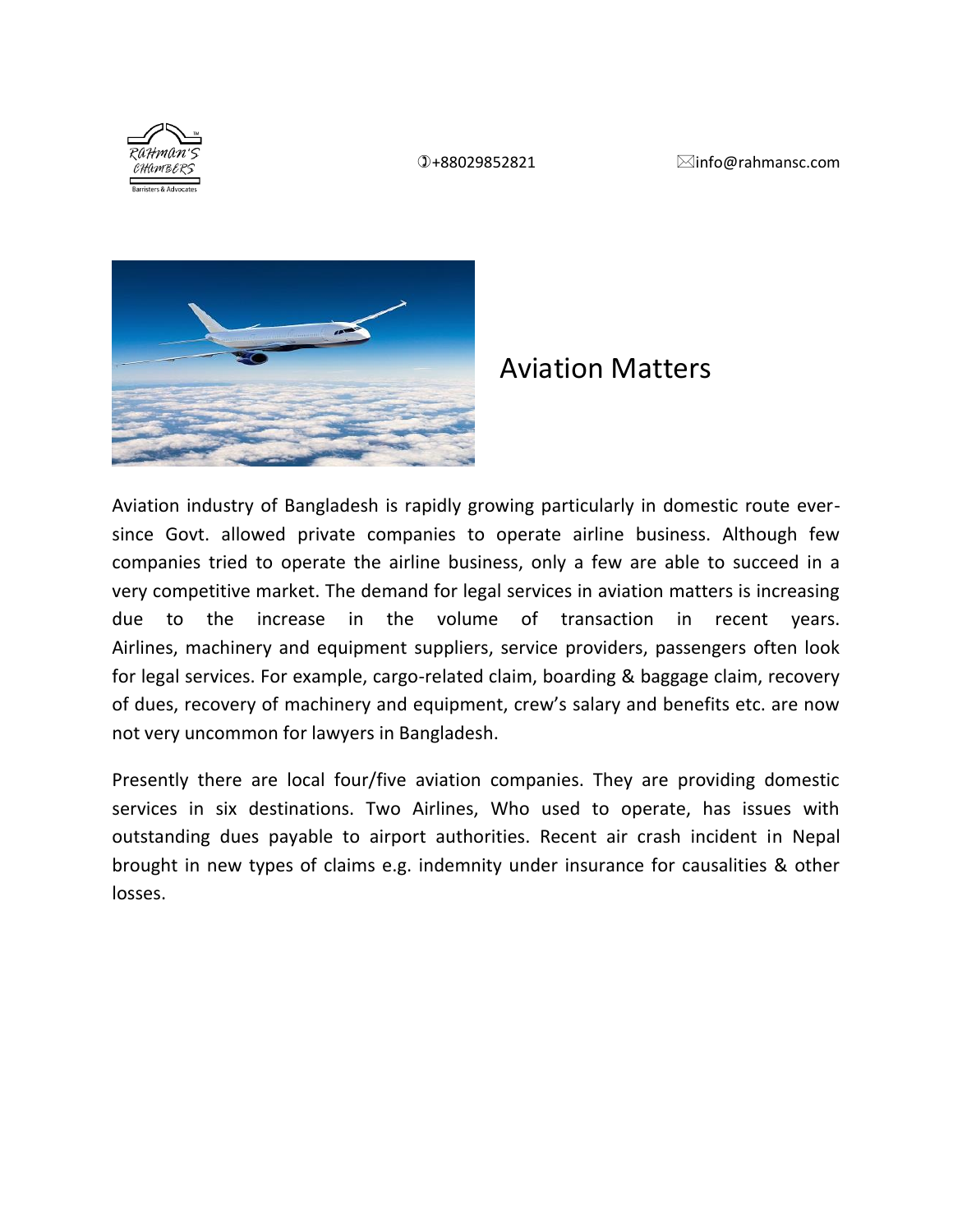Rahman's Chambers — Barristers & Advocates

+88029852821 info@rahmansc.com

# Aviation Matters

Aviation industry of Bangladesh is rapidly growing particularly in domestic route ever-since Govt. allowed private companies to operate airline business. Although few companies tried to operate the airline business, only a few are able to succeed in a very competitive market. The demand for legal services in aviation matters is increasing due to the increase in the volume of transaction in recent years. Airlines, machinery and equipment suppliers, service providers, passengers often look for legal services. For example, cargo-related claim, boarding & baggage claim, recovery of dues, recovery of machinery and equipment, crew's salary and benefits etc. are now not very uncommon for lawyers in Bangladesh.

Presently there are local four/five aviation companies. They are providing domestic services in six destinations. Two Airlines, Who used to operate, has issues with outstanding dues payable to airport authorities. Recent air crash incident in Nepal brought in new types of claims e.g. indemnity under insurance for causalities & other losses.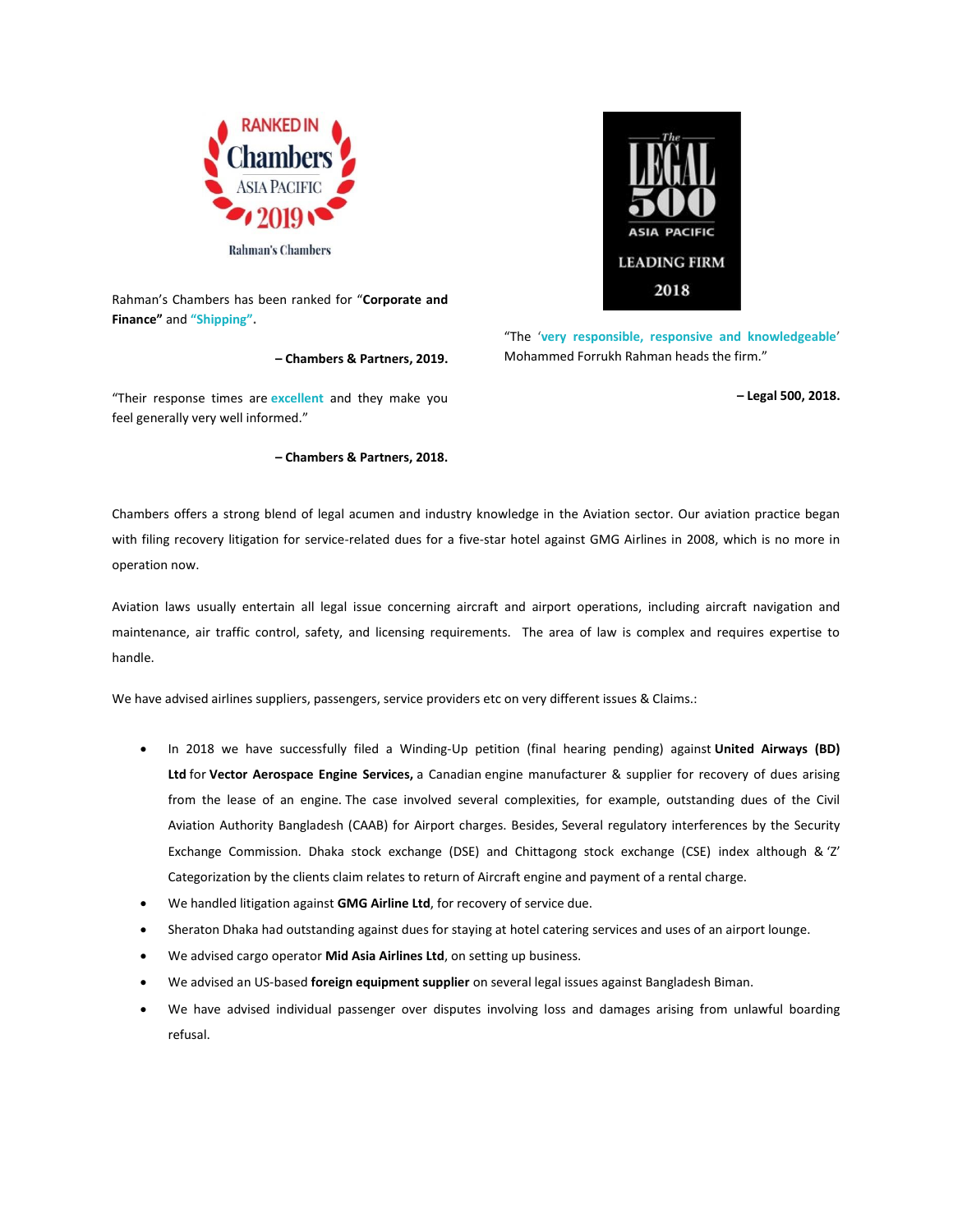RANKED IN Chambers ASIA PACIFIC 2019

Rahman's Chambers

Rahman's Chambers has been ranked for "**Corporate and Finance"** and **"Shipping"**.

**– Chambers & Partners, 2019.**

"Their response times are **excellent** and they make you feel generally very well informed."

**– Chambers & Partners, 2018.**

The LEGAL 500 ASIA PACIFIC LEADING FIRM 2018

"The '**very responsible, responsive and knowledgeable**' Mohammed Forrukh Rahman heads the firm."

**– Legal 500, 2018.**

Chambers offers a strong blend of legal acumen and industry knowledge in the Aviation sector. Our aviation practice began with filing recovery litigation for service-related dues for a five-star hotel against GMG Airlines in 2008, which is no more in operation now.

Aviation laws usually entertain all legal issue concerning aircraft and airport operations, including aircraft navigation and maintenance, air traffic control, safety, and licensing requirements. The area of law is complex and requires expertise to handle.

We have advised airlines suppliers, passengers, service providers etc on very different issues & Claims.:

- In 2018 we have successfully filed a Winding-Up petition (final hearing pending) against **United Airways (BD) Ltd** for **Vector Aerospace Engine Services,** a Canadian engine manufacturer & supplier for recovery of dues arising from the lease of an engine. The case involved several complexities, for example, outstanding dues of the Civil Aviation Authority Bangladesh (CAAB) for Airport charges. Besides, Several regulatory interferences by the Security Exchange Commission. Dhaka stock exchange (DSE) and Chittagong stock exchange (CSE) index although & 'Z' Categorization by the clients claim relates to return of Aircraft engine and payment of a rental charge.
- We handled litigation against **GMG Airline Ltd**, for recovery of service due.
- Sheraton Dhaka had outstanding against dues for staying at hotel catering services and uses of an airport lounge.
- We advised cargo operator **Mid Asia Airlines Ltd**, on setting up business.
- We advised an US-based **foreign equipment supplier** on several legal issues against Bangladesh Biman.
- We have advised individual passenger over disputes involving loss and damages arising from unlawful boarding refusal.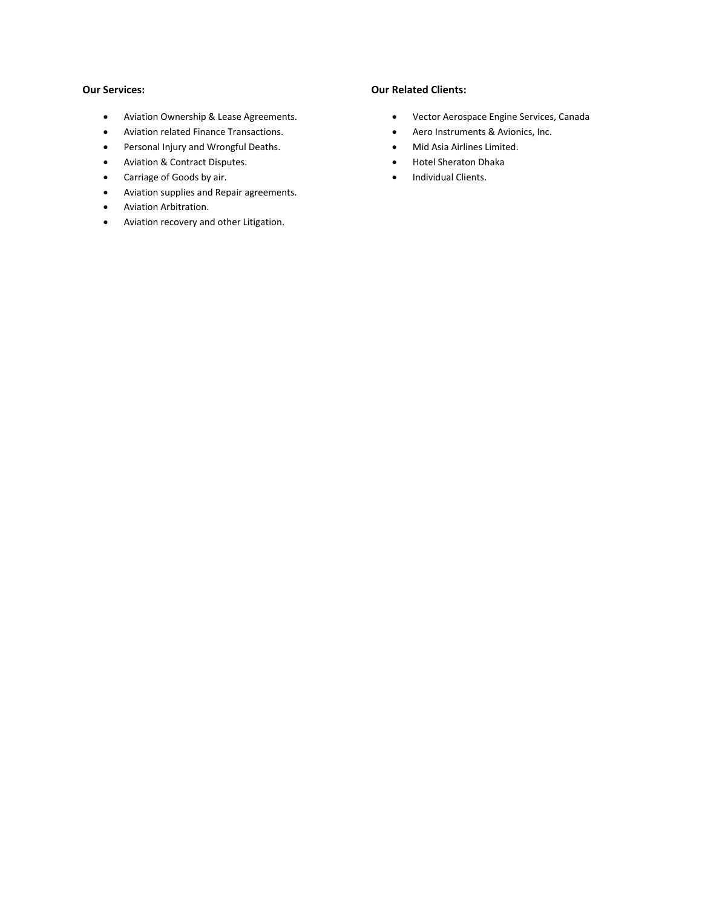**Our Services:**

- Aviation Ownership & Lease Agreements.
- Aviation related Finance Transactions.
- Personal Injury and Wrongful Deaths.
- Aviation & Contract Disputes.
- Carriage of Goods by air.
- Aviation supplies and Repair agreements.
- Aviation Arbitration.
- Aviation recovery and other Litigation.

**Our Related Clients:**

- Vector Aerospace Engine Services, Canada
- Aero Instruments & Avionics, Inc.
- Mid Asia Airlines Limited.
- Hotel Sheraton Dhaka
- Individual Clients.